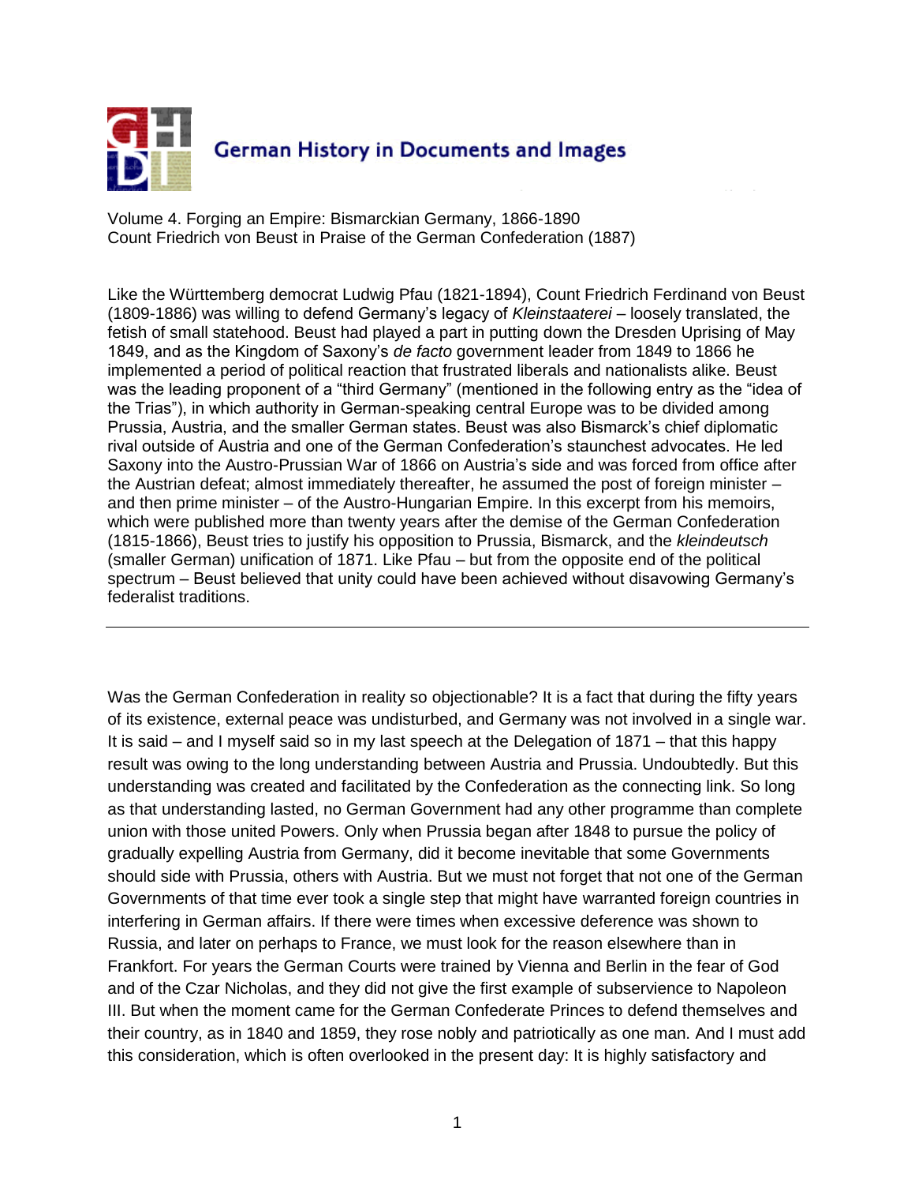German History in Documents and Images

Volume 4. Forging an Empire: Bismarckian Germany, 1866-1890
Count Friedrich von Beust in Praise of the German Confederation (1887)

Like the Württemberg democrat Ludwig Pfau (1821-1894), Count Friedrich Ferdinand von Beust (1809-1886) was willing to defend Germany's legacy of *Kleinstaaterei* – loosely translated, the fetish of small statehood. Beust had played a part in putting down the Dresden Uprising of May 1849, and as the Kingdom of Saxony's *de facto* government leader from 1849 to 1866 he implemented a period of political reaction that frustrated liberals and nationalists alike. Beust was the leading proponent of a "third Germany" (mentioned in the following entry as the "idea of the Trias"), in which authority in German-speaking central Europe was to be divided among Prussia, Austria, and the smaller German states. Beust was also Bismarck's chief diplomatic rival outside of Austria and one of the German Confederation's staunchest advocates. He led Saxony into the Austro-Prussian War of 1866 on Austria's side and was forced from office after the Austrian defeat; almost immediately thereafter, he assumed the post of foreign minister – and then prime minister – of the Austro-Hungarian Empire. In this excerpt from his memoirs, which were published more than twenty years after the demise of the German Confederation (1815-1866), Beust tries to justify his opposition to Prussia, Bismarck, and the *kleindeutsch* (smaller German) unification of 1871. Like Pfau – but from the opposite end of the political spectrum – Beust believed that unity could have been achieved without disavowing Germany's federalist traditions.

---

Was the German Confederation in reality so objectionable? It is a fact that during the fifty years of its existence, external peace was undisturbed, and Germany was not involved in a single war. It is said – and I myself said so in my last speech at the Delegation of 1871 – that this happy result was owing to the long understanding between Austria and Prussia. Undoubtedly. But this understanding was created and facilitated by the Confederation as the connecting link. So long as that understanding lasted, no German Government had any other programme than complete union with those united Powers. Only when Prussia began after 1848 to pursue the policy of gradually expelling Austria from Germany, did it become inevitable that some Governments should side with Prussia, others with Austria. But we must not forget that not one of the German Governments of that time ever took a single step that might have warranted foreign countries in interfering in German affairs. If there were times when excessive deference was shown to Russia, and later on perhaps to France, we must look for the reason elsewhere than in Frankfort. For years the German Courts were trained by Vienna and Berlin in the fear of God and of the Czar Nicholas, and they did not give the first example of subservience to Napoleon III. But when the moment came for the German Confederate Princes to defend themselves and their country, as in 1840 and 1859, they rose nobly and patriotically as one man. And I must add this consideration, which is often overlooked in the present day: It is highly satisfactory and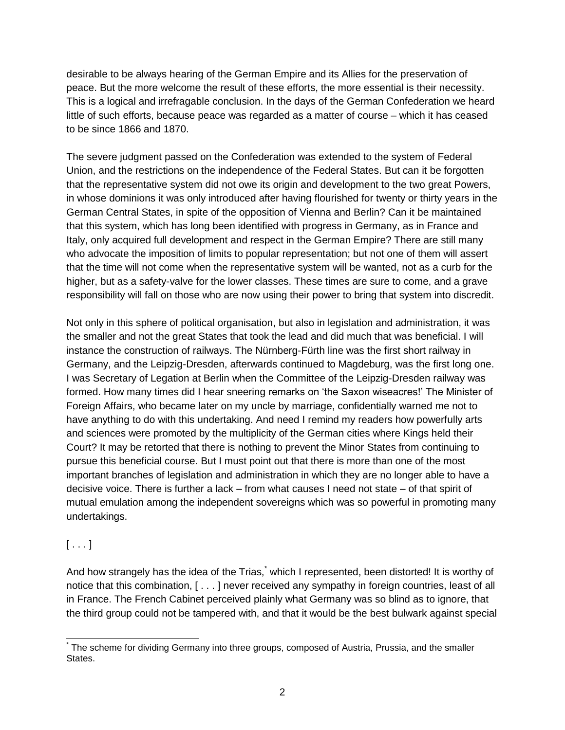desirable to be always hearing of the German Empire and its Allies for the preservation of peace. But the more welcome the result of these efforts, the more essential is their necessity. This is a logical and irrefragable conclusion. In the days of the German Confederation we heard little of such efforts, because peace was regarded as a matter of course – which it has ceased to be since 1866 and 1870.

The severe judgment passed on the Confederation was extended to the system of Federal Union, and the restrictions on the independence of the Federal States. But can it be forgotten that the representative system did not owe its origin and development to the two great Powers, in whose dominions it was only introduced after having flourished for twenty or thirty years in the German Central States, in spite of the opposition of Vienna and Berlin? Can it be maintained that this system, which has long been identified with progress in Germany, as in France and Italy, only acquired full development and respect in the German Empire? There are still many who advocate the imposition of limits to popular representation; but not one of them will assert that the time will not come when the representative system will be wanted, not as a curb for the higher, but as a safety-valve for the lower classes. These times are sure to come, and a grave responsibility will fall on those who are now using their power to bring that system into discredit.

Not only in this sphere of political organisation, but also in legislation and administration, it was the smaller and not the great States that took the lead and did much that was beneficial. I will instance the construction of railways. The Nürnberg-Fürth line was the first short railway in Germany, and the Leipzig-Dresden, afterwards continued to Magdeburg, was the first long one. I was Secretary of Legation at Berlin when the Committee of the Leipzig-Dresden railway was formed. How many times did I hear sneering remarks on 'the Saxon wiseacres!' The Minister of Foreign Affairs, who became later on my uncle by marriage, confidentially warned me not to have anything to do with this undertaking. And need I remind my readers how powerfully arts and sciences were promoted by the multiplicity of the German cities where Kings held their Court? It may be retorted that there is nothing to prevent the Minor States from continuing to pursue this beneficial course. But I must point out that there is more than one of the most important branches of legislation and administration in which they are no longer able to have a decisive voice. There is further a lack – from what causes I need not state – of that spirit of mutual emulation among the independent sovereigns which was so powerful in promoting many undertakings.

[ . . . ]

And how strangely has the idea of the Trias,* which I represented, been distorted! It is worthy of notice that this combination, [ . . . ] never received any sympathy in foreign countries, least of all in France. The French Cabinet perceived plainly what Germany was so blind as to ignore, that the third group could not be tampered with, and that it would be the best bulwark against special

* The scheme for dividing Germany into three groups, composed of Austria, Prussia, and the smaller States.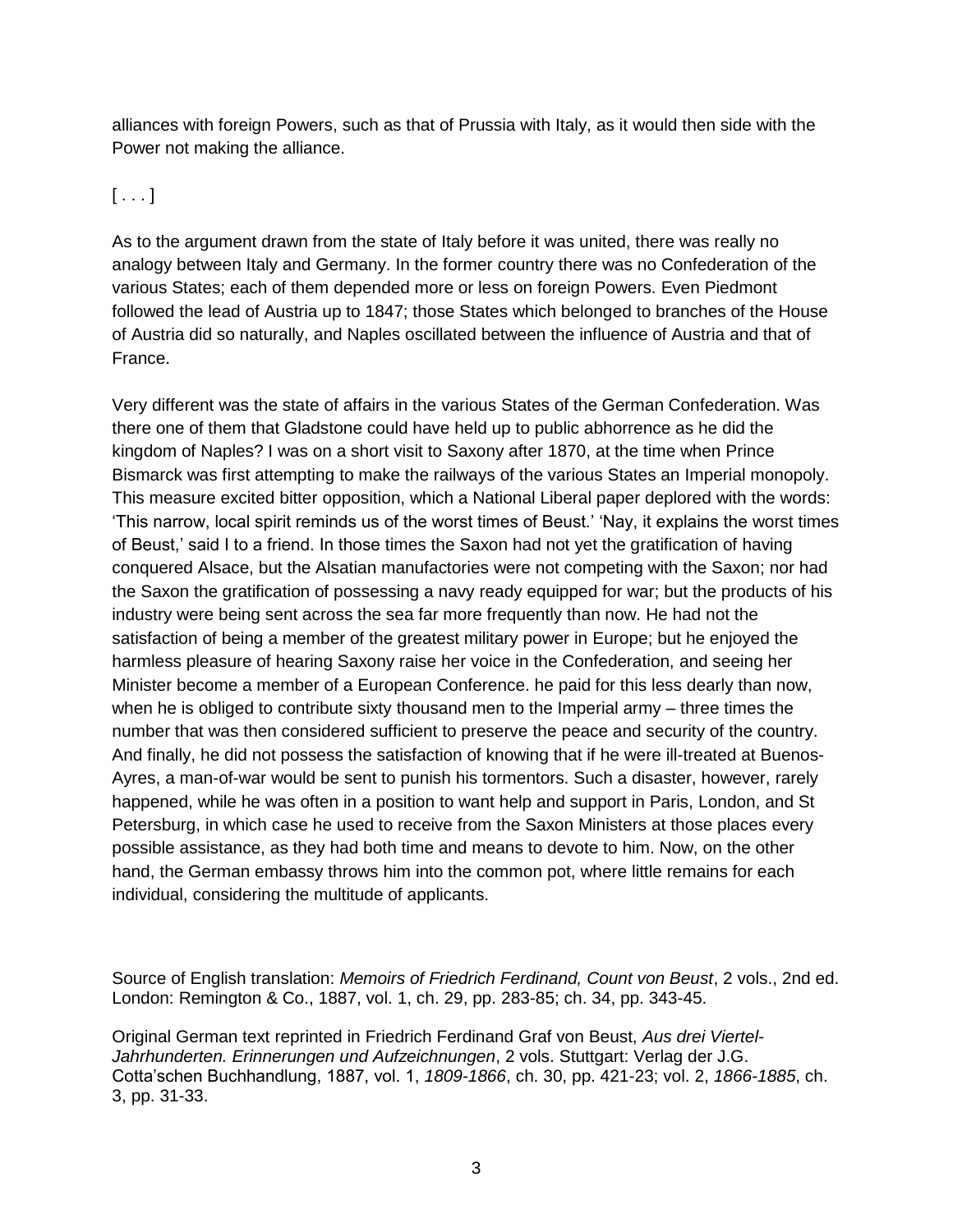alliances with foreign Powers, such as that of Prussia with Italy, as it would then side with the Power not making the alliance.

[ . . . ]

As to the argument drawn from the state of Italy before it was united, there was really no analogy between Italy and Germany. In the former country there was no Confederation of the various States; each of them depended more or less on foreign Powers. Even Piedmont followed the lead of Austria up to 1847; those States which belonged to branches of the House of Austria did so naturally, and Naples oscillated between the influence of Austria and that of France.

Very different was the state of affairs in the various States of the German Confederation. Was there one of them that Gladstone could have held up to public abhorrence as he did the kingdom of Naples? I was on a short visit to Saxony after 1870, at the time when Prince Bismarck was first attempting to make the railways of the various States an Imperial monopoly. This measure excited bitter opposition, which a National Liberal paper deplored with the words: 'This narrow, local spirit reminds us of the worst times of Beust.' 'Nay, it explains the worst times of Beust,' said I to a friend. In those times the Saxon had not yet the gratification of having conquered Alsace, but the Alsatian manufactories were not competing with the Saxon; nor had the Saxon the gratification of possessing a navy ready equipped for war; but the products of his industry were being sent across the sea far more frequently than now. He had not the satisfaction of being a member of the greatest military power in Europe; but he enjoyed the harmless pleasure of hearing Saxony raise her voice in the Confederation, and seeing her Minister become a member of a European Conference. he paid for this less dearly than now, when he is obliged to contribute sixty thousand men to the Imperial army – three times the number that was then considered sufficient to preserve the peace and security of the country. And finally, he did not possess the satisfaction of knowing that if he were ill-treated at Buenos-Ayres, a man-of-war would be sent to punish his tormentors. Such a disaster, however, rarely happened, while he was often in a position to want help and support in Paris, London, and St Petersburg, in which case he used to receive from the Saxon Ministers at those places every possible assistance, as they had both time and means to devote to him. Now, on the other hand, the German embassy throws him into the common pot, where little remains for each individual, considering the multitude of applicants.

Source of English translation: *Memoirs of Friedrich Ferdinand, Count von Beust*, 2 vols., 2nd ed. London: Remington & Co., 1887, vol. 1, ch. 29, pp. 283-85; ch. 34, pp. 343-45.

Original German text reprinted in Friedrich Ferdinand Graf von Beust, *Aus drei Viertel-Jahrhunderten. Erinnerungen und Aufzeichnungen*, 2 vols. Stuttgart: Verlag der J.G. Cotta'schen Buchhandlung, 1887, vol. 1, *1809-1866*, ch. 30, pp. 421-23; vol. 2, *1866-1885*, ch. 3, pp. 31-33.